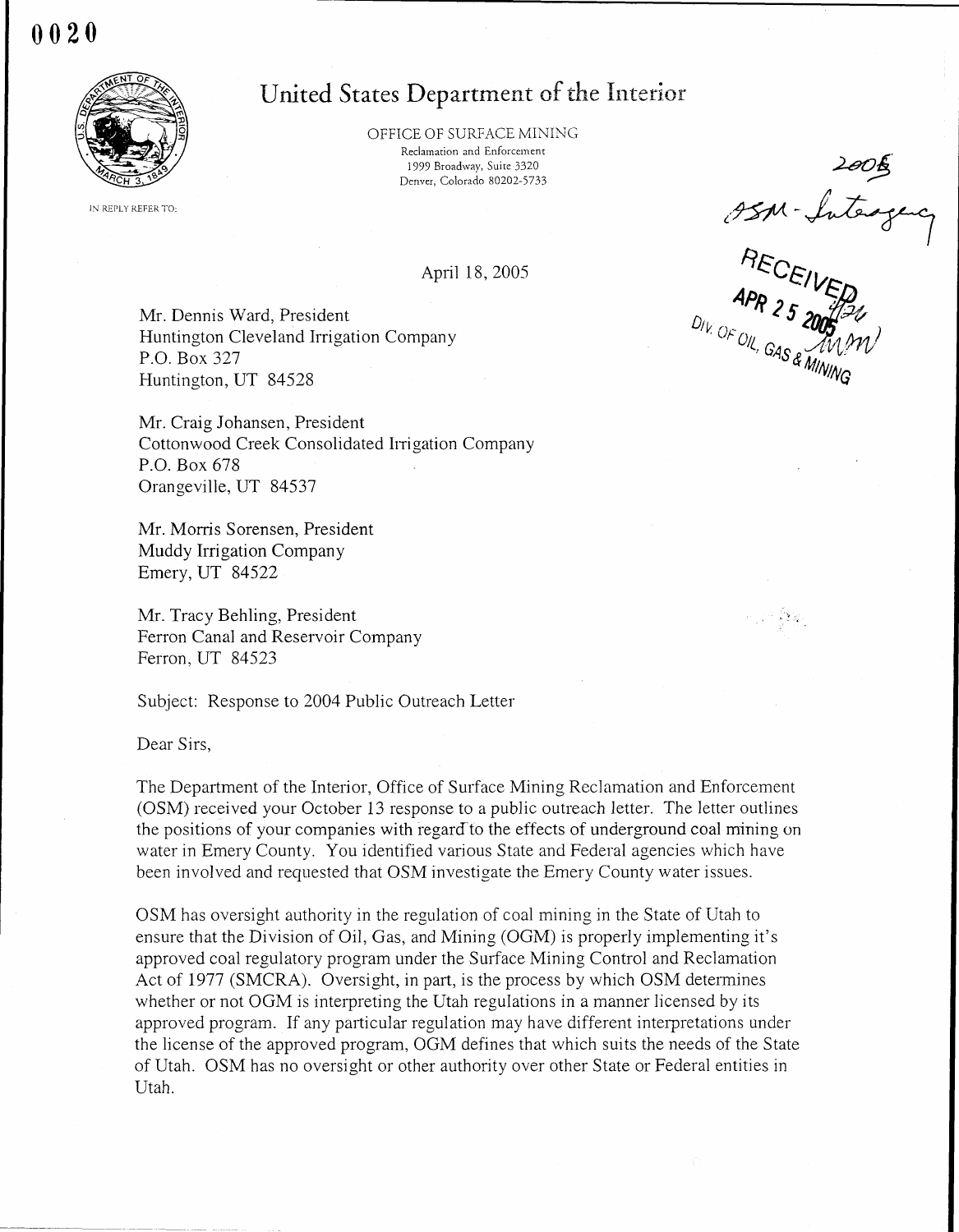0020

# United States Department of the Interior

OFFICE OF SURFACE MINING
Reclamation and Enforcement
1999 Broadway, Suite 3320
Denver, Colorado 80202-5733

IN REPLY REFER TO:

2005
OSM - Interagency

RECEIVED
APR 25 2005
DIV. OF OIL, GAS & MINING

April 18, 2005

Mr. Dennis Ward, President
Huntington Cleveland Irrigation Company
P.O. Box 327
Huntington, UT 84528

Mr. Craig Johansen, President
Cottonwood Creek Consolidated Irrigation Company
P.O. Box 678
Orangeville, UT 84537

Mr. Morris Sorensen, President
Muddy Irrigation Company
Emery, UT 84522

Mr. Tracy Behling, President
Ferron Canal and Reservoir Company
Ferron, UT 84523

Subject: Response to 2004 Public Outreach Letter

Dear Sirs,

The Department of the Interior, Office of Surface Mining Reclamation and Enforcement (OSM) received your October 13 response to a public outreach letter. The letter outlines the positions of your companies with regard to the effects of underground coal mining on water in Emery County. You identified various State and Federal agencies which have been involved and requested that OSM investigate the Emery County water issues.

OSM has oversight authority in the regulation of coal mining in the State of Utah to ensure that the Division of Oil, Gas, and Mining (OGM) is properly implementing it's approved coal regulatory program under the Surface Mining Control and Reclamation Act of 1977 (SMCRA). Oversight, in part, is the process by which OSM determines whether or not OGM is interpreting the Utah regulations in a manner licensed by its approved program. If any particular regulation may have different interpretations under the license of the approved program, OGM defines that which suits the needs of the State of Utah. OSM has no oversight or other authority over other State or Federal entities in Utah.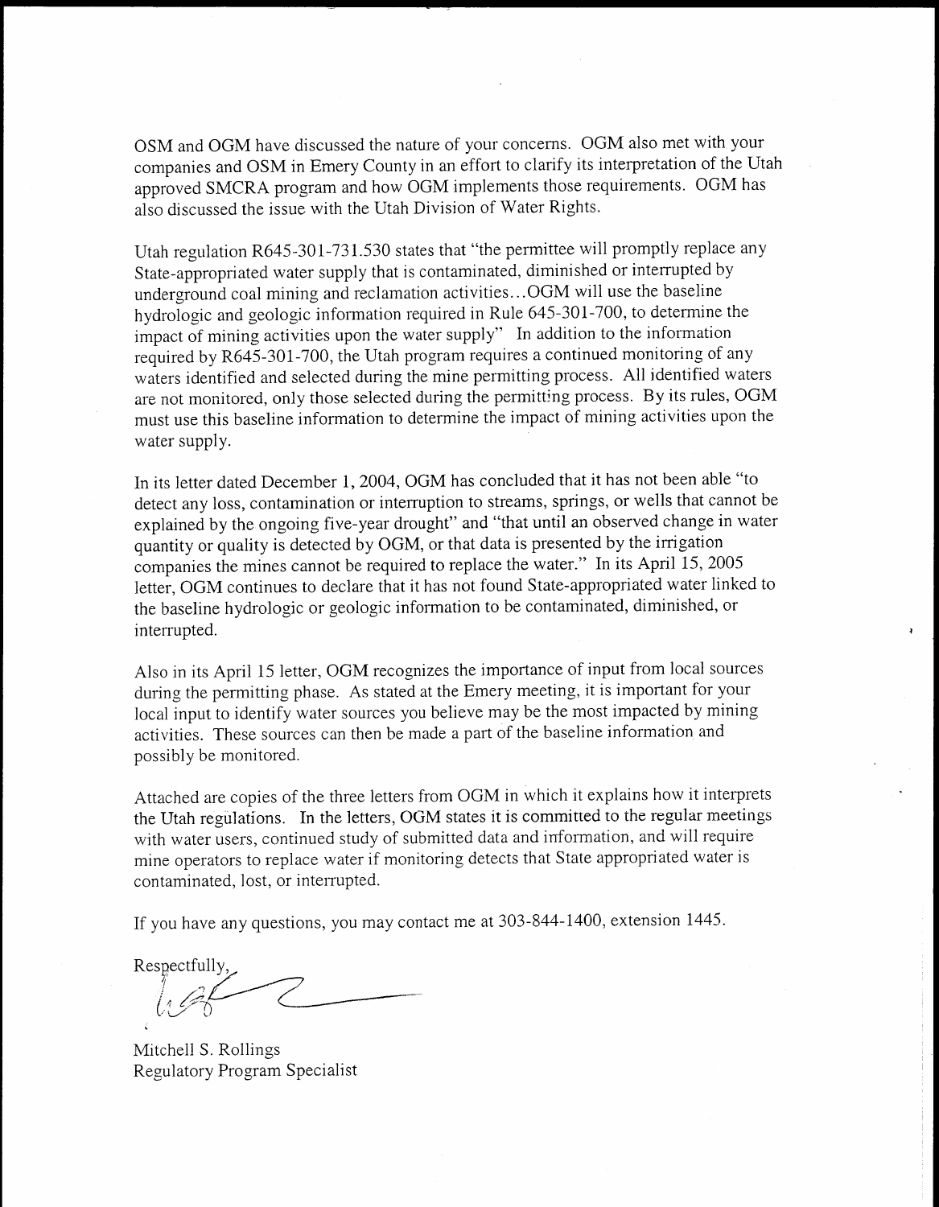OSM and OGM have discussed the nature of your concerns. OGM also met with your companies and OSM in Emery County in an effort to clarify its interpretation of the Utah approved SMCRA program and how OGM implements those requirements. OGM has also discussed the issue with the Utah Division of Water Rights.

Utah regulation R645-301-731.530 states that "the permittee will promptly replace any State-appropriated water supply that is contaminated, diminished or interrupted by underground coal mining and reclamation activities...OGM will use the baseline hydrologic and geologic information required in Rule 645-301-700, to determine the impact of mining activities upon the water supply" In addition to the information required by R645-301-700, the Utah program requires a continued monitoring of any waters identified and selected during the mine permitting process. All identified waters are not monitored, only those selected during the permitting process. By its rules, OGM must use this baseline information to determine the impact of mining activities upon the water supply.

In its letter dated December 1, 2004, OGM has concluded that it has not been able "to detect any loss, contamination or interruption to streams, springs, or wells that cannot be explained by the ongoing five-year drought" and "that until an observed change in water quantity or quality is detected by OGM, or that data is presented by the irrigation companies the mines cannot be required to replace the water." In its April 15, 2005 letter, OGM continues to declare that it has not found State-appropriated water linked to the baseline hydrologic or geologic information to be contaminated, diminished, or interrupted.

Also in its April 15 letter, OGM recognizes the importance of input from local sources during the permitting phase. As stated at the Emery meeting, it is important for your local input to identify water sources you believe may be the most impacted by mining activities. These sources can then be made a part of the baseline information and possibly be monitored.

Attached are copies of the three letters from OGM in which it explains how it interprets the Utah regulations. In the letters, OGM states it is committed to the regular meetings with water users, continued study of submitted data and information, and will require mine operators to replace water if monitoring detects that State appropriated water is contaminated, lost, or interrupted.

If you have any questions, you may contact me at 303-844-1400, extension 1445.

Respectfully,

Mitchell S. Rollings
Regulatory Program Specialist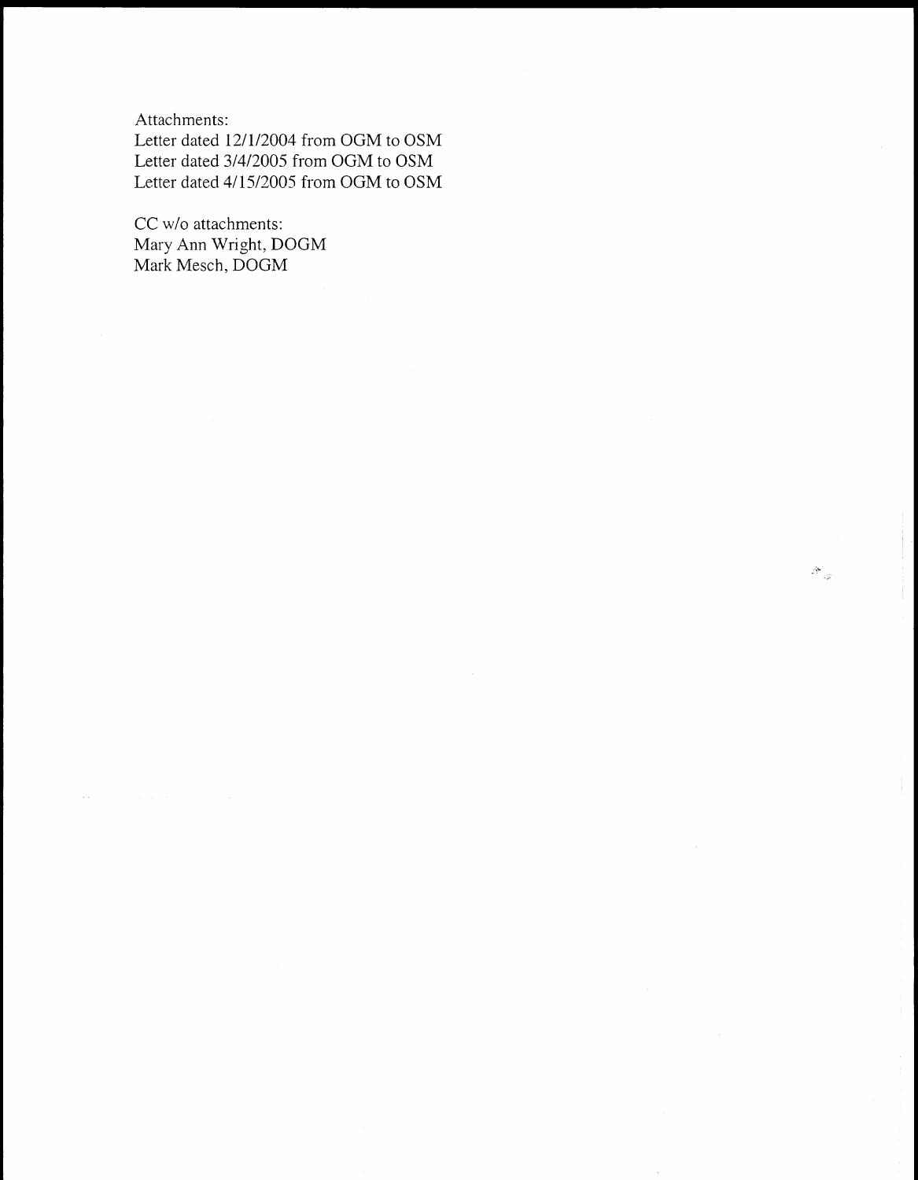Attachments:
Letter dated 12/1/2004 from OGM to OSM
Letter dated 3/4/2005 from OGM to OSM
Letter dated 4/15/2005 from OGM to OSM

CC w/o attachments:
Mary Ann Wright, DOGM
Mark Mesch, DOGM